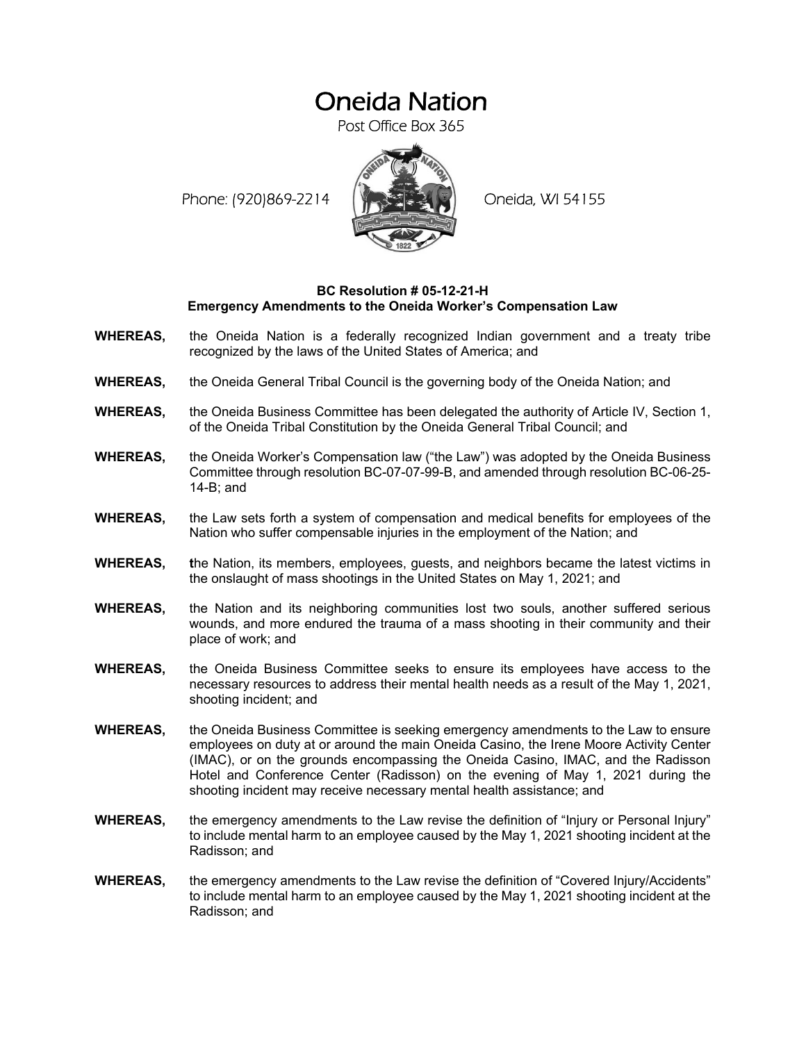# Oneida Nation

Post Office Box 365

Phone: (920)869-2214 Oneida, WI 54155

**BC Resolution # 05-12-21-H**
**Emergency Amendments to the Oneida Worker's Compensation Law**

**WHEREAS,** the Oneida Nation is a federally recognized Indian government and a treaty tribe recognized by the laws of the United States of America; and

**WHEREAS,** the Oneida General Tribal Council is the governing body of the Oneida Nation; and

**WHEREAS,** the Oneida Business Committee has been delegated the authority of Article IV, Section 1, of the Oneida Tribal Constitution by the Oneida General Tribal Council; and

**WHEREAS,** the Oneida Worker's Compensation law ("the Law") was adopted by the Oneida Business Committee through resolution BC-07-07-99-B, and amended through resolution BC-06-25-14-B; and

**WHEREAS,** the Law sets forth a system of compensation and medical benefits for employees of the Nation who suffer compensable injuries in the employment of the Nation; and

**WHEREAS,** the Nation, its members, employees, guests, and neighbors became the latest victims in the onslaught of mass shootings in the United States on May 1, 2021; and

**WHEREAS,** the Nation and its neighboring communities lost two souls, another suffered serious wounds, and more endured the trauma of a mass shooting in their community and their place of work; and

**WHEREAS,** the Oneida Business Committee seeks to ensure its employees have access to the necessary resources to address their mental health needs as a result of the May 1, 2021, shooting incident; and

**WHEREAS,** the Oneida Business Committee is seeking emergency amendments to the Law to ensure employees on duty at or around the main Oneida Casino, the Irene Moore Activity Center (IMAC), or on the grounds encompassing the Oneida Casino, IMAC, and the Radisson Hotel and Conference Center (Radisson) on the evening of May 1, 2021 during the shooting incident may receive necessary mental health assistance; and

**WHEREAS,** the emergency amendments to the Law revise the definition of "Injury or Personal Injury" to include mental harm to an employee caused by the May 1, 2021 shooting incident at the Radisson; and

**WHEREAS,** the emergency amendments to the Law revise the definition of "Covered Injury/Accidents" to include mental harm to an employee caused by the May 1, 2021 shooting incident at the Radisson; and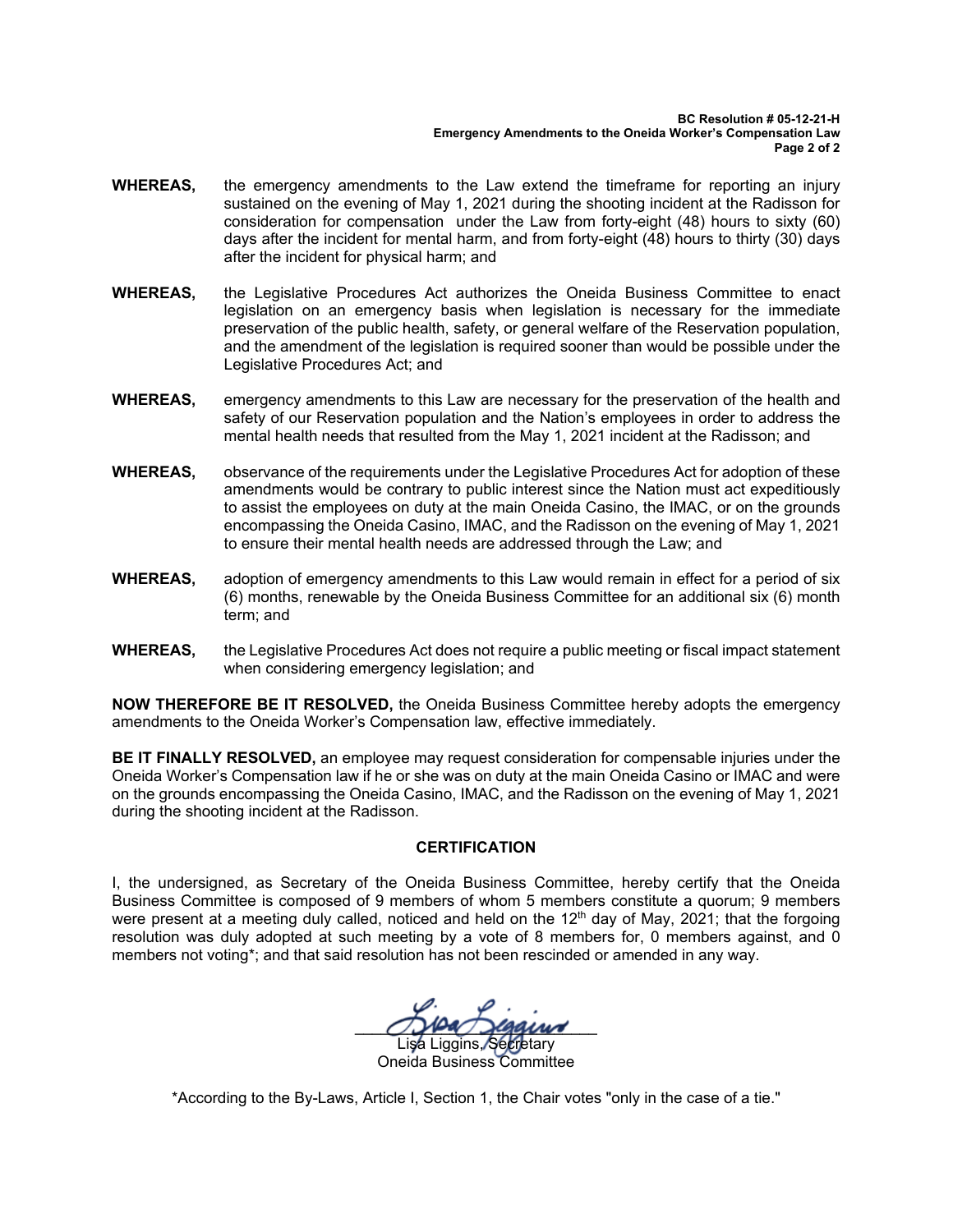**WHEREAS,** the emergency amendments to the Law extend the timeframe for reporting an injury sustained on the evening of May 1, 2021 during the shooting incident at the Radisson for consideration for compensation under the Law from forty-eight (48) hours to sixty (60) days after the incident for mental harm, and from forty-eight (48) hours to thirty (30) days after the incident for physical harm; and

**WHEREAS,** the Legislative Procedures Act authorizes the Oneida Business Committee to enact legislation on an emergency basis when legislation is necessary for the immediate preservation of the public health, safety, or general welfare of the Reservation population, and the amendment of the legislation is required sooner than would be possible under the Legislative Procedures Act; and

**WHEREAS,** emergency amendments to this Law are necessary for the preservation of the health and safety of our Reservation population and the Nation's employees in order to address the mental health needs that resulted from the May 1, 2021 incident at the Radisson; and

**WHEREAS,** observance of the requirements under the Legislative Procedures Act for adoption of these amendments would be contrary to public interest since the Nation must act expeditiously to assist the employees on duty at the main Oneida Casino, the IMAC, or on the grounds encompassing the Oneida Casino, IMAC, and the Radisson on the evening of May 1, 2021 to ensure their mental health needs are addressed through the Law; and

**WHEREAS,** adoption of emergency amendments to this Law would remain in effect for a period of six (6) months, renewable by the Oneida Business Committee for an additional six (6) month term; and

**WHEREAS,** the Legislative Procedures Act does not require a public meeting or fiscal impact statement when considering emergency legislation; and

**NOW THEREFORE BE IT RESOLVED,** the Oneida Business Committee hereby adopts the emergency amendments to the Oneida Worker's Compensation law, effective immediately.

**BE IT FINALLY RESOLVED,** an employee may request consideration for compensable injuries under the Oneida Worker's Compensation law if he or she was on duty at the main Oneida Casino or IMAC and were on the grounds encompassing the Oneida Casino, IMAC, and the Radisson on the evening of May 1, 2021 during the shooting incident at the Radisson.

## CERTIFICATION

I, the undersigned, as Secretary of the Oneida Business Committee, hereby certify that the Oneida Business Committee is composed of 9 members of whom 5 members constitute a quorum; 9 members were present at a meeting duly called, noticed and held on the 12th day of May, 2021; that the forgoing resolution was duly adopted at such meeting by a vote of 8 members for, 0 members against, and 0 members not voting*; and that said resolution has not been rescinded or amended in any way.

Lisa Liggins, Secretary
Oneida Business Committee

*According to the By-Laws, Article I, Section 1, the Chair votes "only in the case of a tie."